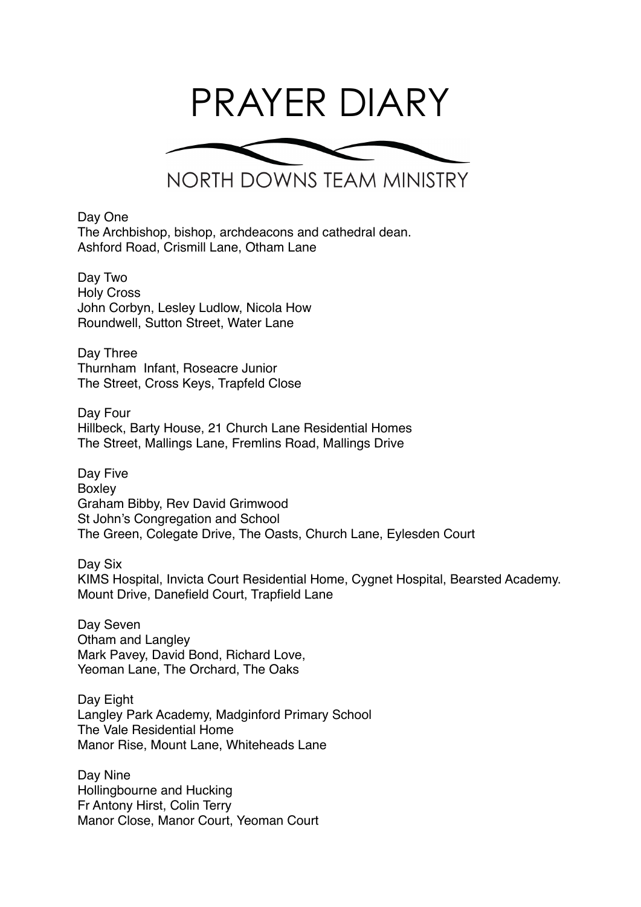# PRAYER DIARY

## NORTH DOWNS TEAM MINISTRY

Day One
The Archbishop, bishop, archdeacons and cathedral dean.
Ashford Road, Crismill Lane, Otham Lane

Day Two
Holy Cross
John Corbyn, Lesley Ludlow, Nicola How
Roundwell, Sutton Street, Water Lane

Day Three
Thurnham Infant, Roseacre Junior
The Street, Cross Keys, Trapfeld Close

Day Four
Hillbeck, Barty House, 21 Church Lane Residential Homes
The Street, Mallings Lane, Fremlins Road, Mallings Drive

Day Five
Boxley
Graham Bibby, Rev David Grimwood
St John's Congregation and School
The Green, Colegate Drive, The Oasts, Church Lane, Eylesden Court

Day Six
KIMS Hospital, Invicta Court Residential Home, Cygnet Hospital, Bearsted Academy.
Mount Drive, Danefield Court, Trapfield Lane

Day Seven
Otham and Langley
Mark Pavey, David Bond, Richard Love,
Yeoman Lane, The Orchard, The Oaks

Day Eight
Langley Park Academy, Madginford Primary School
The Vale Residential Home
Manor Rise, Mount Lane, Whiteheads Lane

Day Nine
Hollingbourne and Hucking
Fr Antony Hirst, Colin Terry
Manor Close, Manor Court, Yeoman Court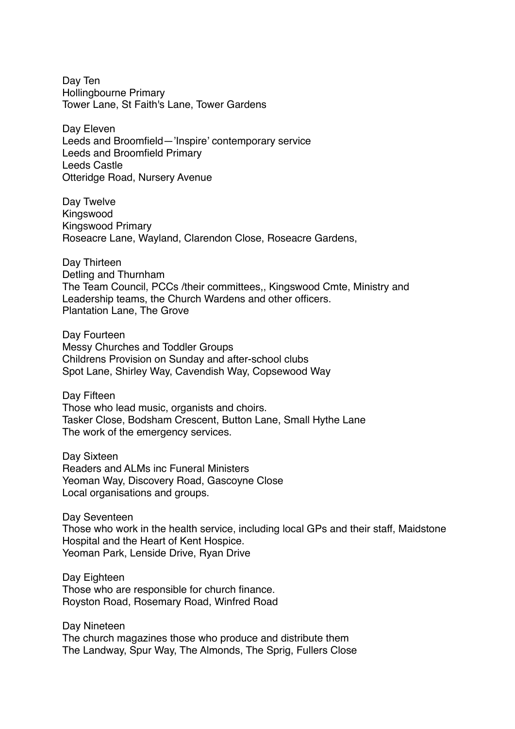Day Ten
Hollingbourne Primary
Tower Lane, St Faith's Lane, Tower Gardens

Day Eleven
Leeds and Broomfield—'Inspire' contemporary service
Leeds and Broomfield Primary
Leeds Castle
Otteridge Road, Nursery Avenue

Day Twelve
Kingswood
Kingswood Primary
Roseacre Lane, Wayland, Clarendon Close, Roseacre Gardens,

Day Thirteen
Detling and Thurnham
The Team Council, PCCs /their committees,, Kingswood Cmte, Ministry and Leadership teams, the Church Wardens and other officers.
Plantation Lane, The Grove

Day Fourteen
Messy Churches and Toddler Groups
Childrens Provision on Sunday and after-school clubs
Spot Lane, Shirley Way, Cavendish Way, Copsewood Way

Day Fifteen
Those who lead music, organists and choirs.
Tasker Close, Bodsham Crescent, Button Lane, Small Hythe Lane
The work of the emergency services.

Day Sixteen
Readers and ALMs inc Funeral Ministers
Yeoman Way, Discovery Road, Gascoyne Close
Local organisations and groups.

Day Seventeen
Those who work in the health service, including local GPs and their staff, Maidstone Hospital and the Heart of Kent Hospice.
Yeoman Park, Lenside Drive, Ryan Drive

Day Eighteen
Those who are responsible for church finance.
Royston Road, Rosemary Road, Winfred Road

Day Nineteen
The church magazines those who produce and distribute them
The Landway, Spur Way, The Almonds, The Sprig, Fullers Close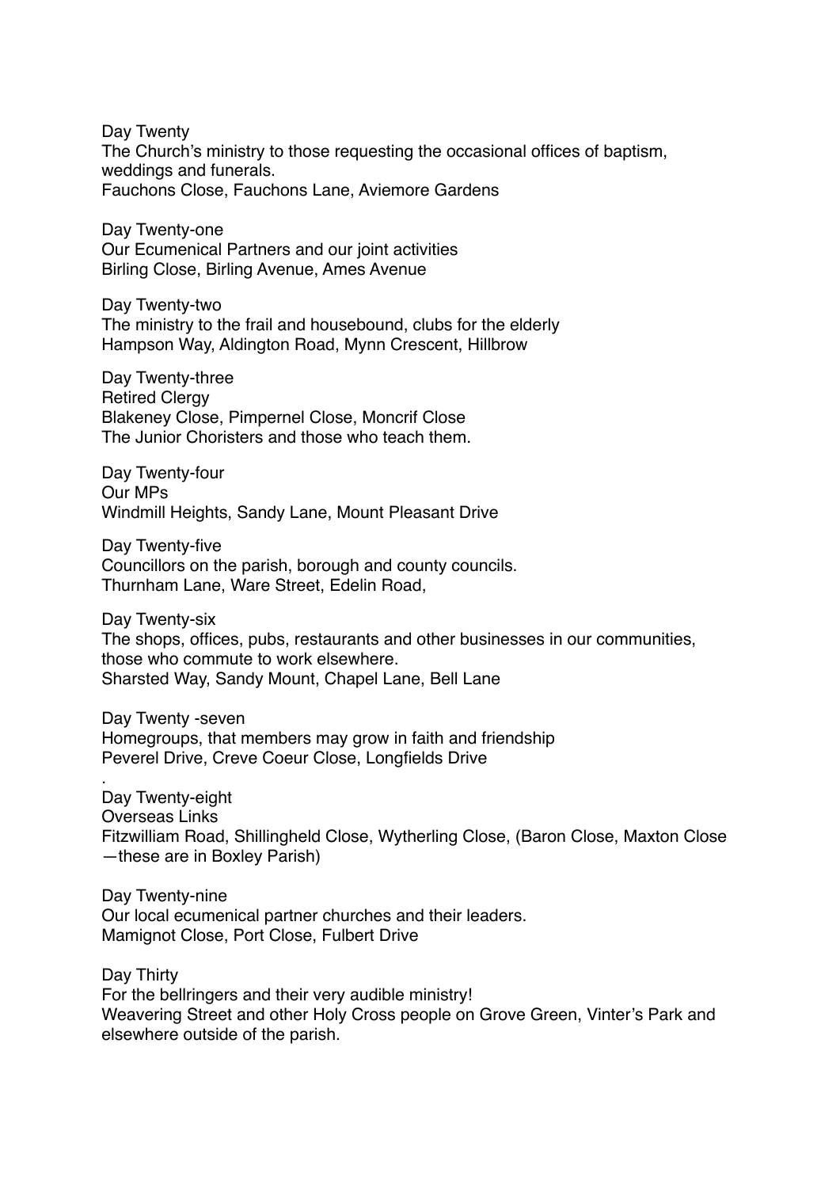Day Twenty
The Church's ministry to those requesting the occasional offices of baptism, weddings and funerals.
Fauchons Close, Fauchons Lane, Aviemore Gardens

Day Twenty-one
Our Ecumenical Partners and our joint activities
Birling Close, Birling Avenue, Ames Avenue

Day Twenty-two
The ministry to the frail and housebound, clubs for the elderly
Hampson Way, Aldington Road, Mynn Crescent, Hillbrow

Day Twenty-three
Retired Clergy
Blakeney Close, Pimpernel Close, Moncrif Close
The Junior Choristers and those who teach them.

Day Twenty-four
Our MPs
Windmill Heights, Sandy Lane, Mount Pleasant Drive

Day Twenty-five
Councillors on the parish, borough and county councils.
Thurnham Lane, Ware Street, Edelin Road,

Day Twenty-six
The shops, offices, pubs, restaurants and other businesses in our communities, those who commute to work elsewhere.
Sharsted Way, Sandy Mount, Chapel Lane, Bell Lane

Day Twenty -seven
Homegroups, that members may grow in faith and friendship
Peverel Drive, Creve Coeur Close, Longfields Drive
.

Day Twenty-eight
Overseas Links
Fitzwilliam Road, Shillingheld Close, Wytherling Close, (Baron Close, Maxton Close—these are in Boxley Parish)

Day Twenty-nine
Our local ecumenical partner churches and their leaders.
Mamignot Close, Port Close, Fulbert Drive

Day Thirty
For the bellringers and their very audible ministry!
Weavering Street and other Holy Cross people on Grove Green, Vinter's Park and elsewhere outside of the parish.